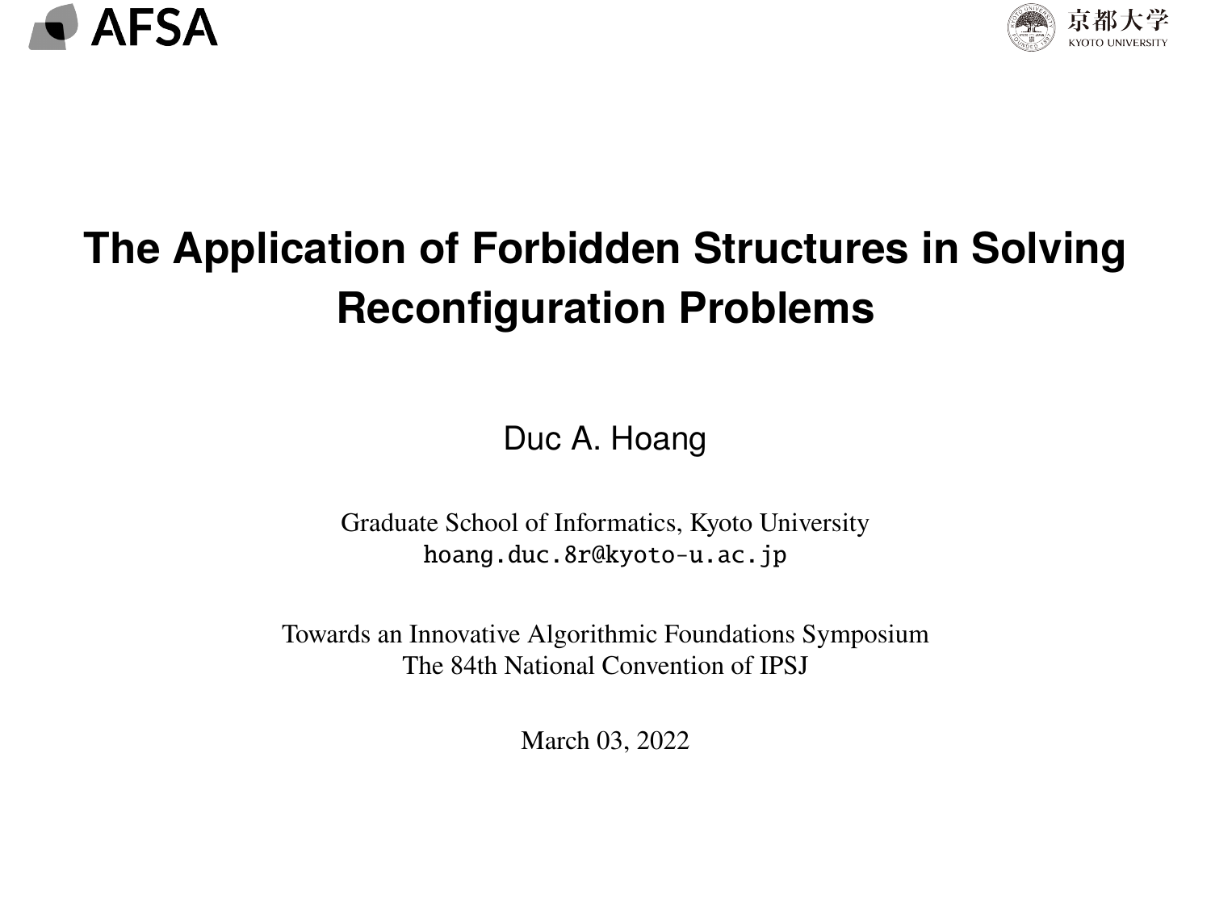AFSA

京都大学
KYOTO UNIVERSITY

# The Application of Forbidden Structures in Solving Reconfiguration Problems

Duc A. Hoang

Graduate School of Informatics, Kyoto University
hoang.duc.8r@kyoto-u.ac.jp

Towards an Innovative Algorithmic Foundations Symposium
The 84th National Convention of IPSJ

March 03, 2022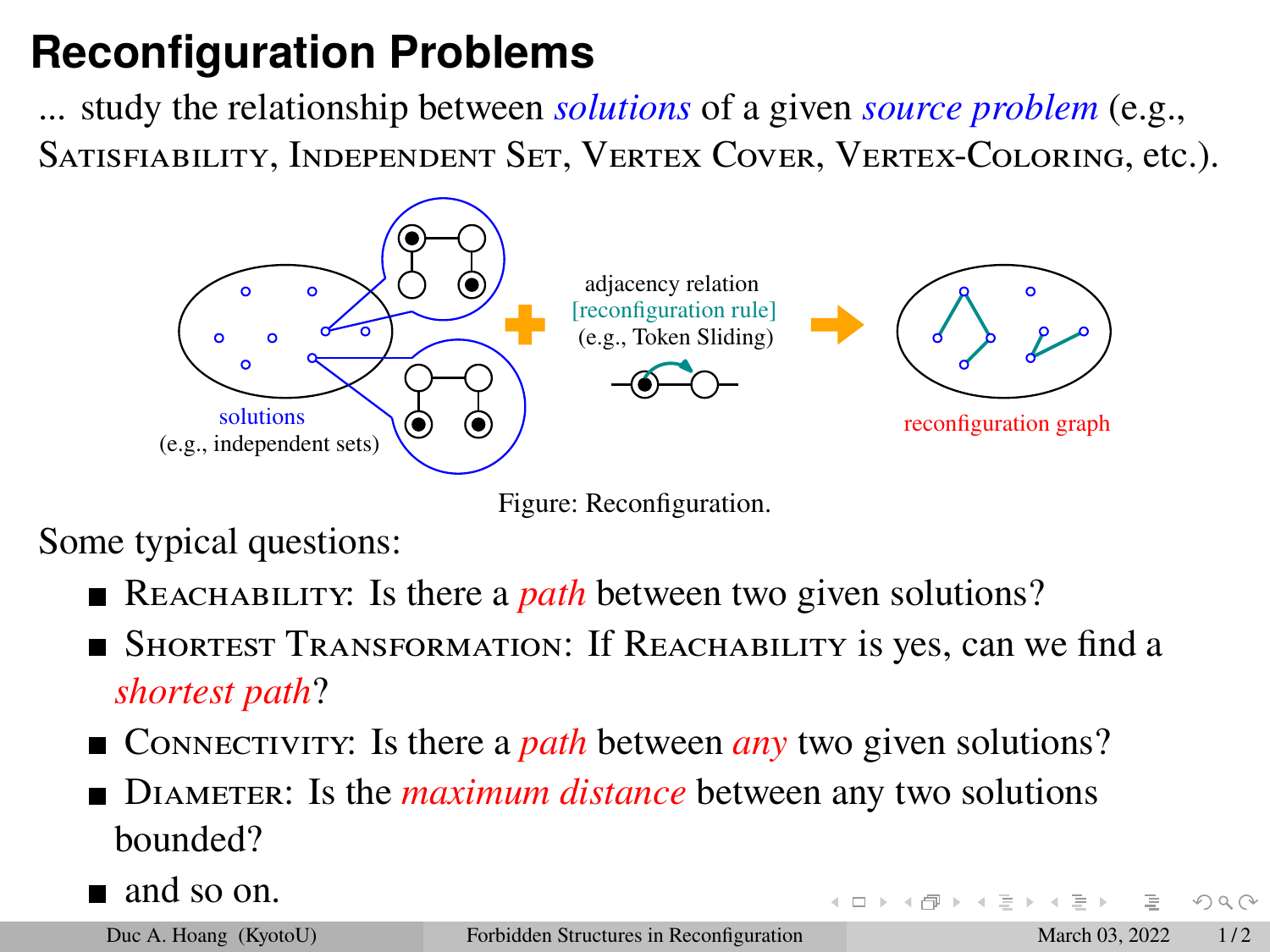# Reconfiguration Problems

... study the relationship between *solutions* of a given *source problem* (e.g., SATISFIABILITY, INDEPENDENT SET, VERTEX COVER, VERTEX-COLORING, etc.).

solutions (e.g., independent sets)

adjacency relation [reconfiguration rule] (e.g., Token Sliding)

reconfiguration graph

Figure: Reconfiguration.

Some typical questions:

- REACHABILITY: Is there a *path* between two given solutions?
- SHORTEST TRANSFORMATION: If REACHABILITY is yes, can we find a *shortest path*?
- CONNECTIVITY: Is there a *path* between *any* two given solutions?
- DIAMETER: Is the *maximum distance* between any two solutions bounded?
- and so on.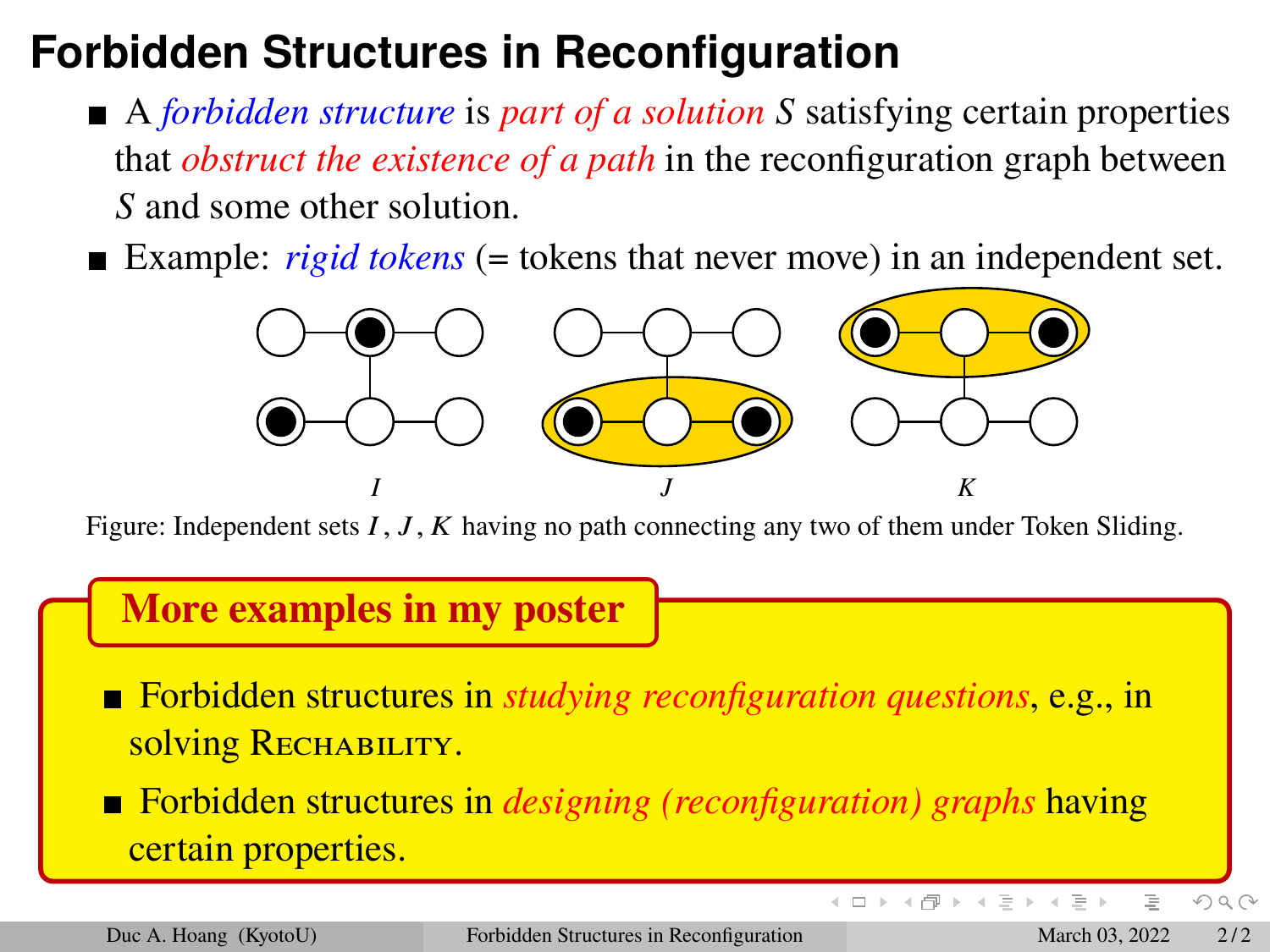# Forbidden Structures in Reconfiguration

- A *forbidden structure* is *part of a solution* $S$ satisfying certain properties that *obstruct the existence of a path* in the reconfiguration graph between $S$ and some other solution.
- Example: *rigid tokens* (= tokens that never move) in an independent set.

$I$ $J$ $K$

Figure: Independent sets $I$, $J$, $K$ having no path connecting any two of them under Token Sliding.

**More examples in my poster**

- Forbidden structures in *studying reconfiguration questions*, e.g., in solving RECHABILITY.
- Forbidden structures in *designing (reconfiguration) graphs* having certain properties.